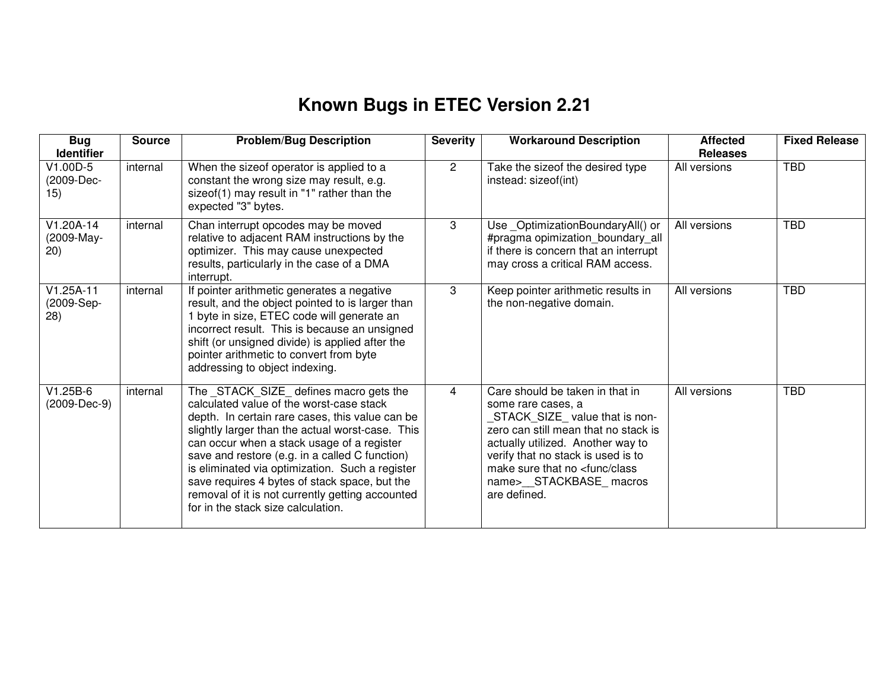# Known Bugs in ETEC Version 2.21

| Bug Identifier | Source | Problem/Bug Description | Severity | Workaround Description | Affected Releases | Fixed Release |
|---|---|---|---|---|---|---|
| V1.00D-5 (2009-Dec-15) | internal | When the sizeof operator is applied to a constant the wrong size may result, e.g. sizeof(1) may result in "1" rather than the expected "3" bytes. | 2 | Take the sizeof the desired type instead: sizeof(int) | All versions | TBD |
| V1.20A-14 (2009-May-20) | internal | Chan interrupt opcodes may be moved relative to adjacent RAM instructions by the optimizer. This may cause unexpected results, particularly in the case of a DMA interrupt. | 3 | Use _OptimizationBoundaryAll() or #pragma opimization_boundary_all if there is concern that an interrupt may cross a critical RAM access. | All versions | TBD |
| V1.25A-11 (2009-Sep-28) | internal | If pointer arithmetic generates a negative result, and the object pointed to is larger than 1 byte in size, ETEC code will generate an incorrect result. This is because an unsigned shift (or unsigned divide) is applied after the pointer arithmetic to convert from byte addressing to object indexing. | 3 | Keep pointer arithmetic results in the non-negative domain. | All versions | TBD |
| V1.25B-6 (2009-Dec-9) | internal | The _STACK_SIZE_ defines macro gets the calculated value of the worst-case stack depth. In certain rare cases, this value can be slightly larger than the actual worst-case. This can occur when a stack usage of a register save and restore (e.g. in a called C function) is eliminated via optimization. Such a register save requires 4 bytes of stack space, but the removal of it is not currently getting accounted for in the stack size calculation. | 4 | Care should be taken in that in some rare cases, a _STACK_SIZE_ value that is non-zero can still mean that no stack is actually utilized. Another way to verify that no stack is used is to make sure that no <func/class name>__STACKBASE_ macros are defined. | All versions | TBD |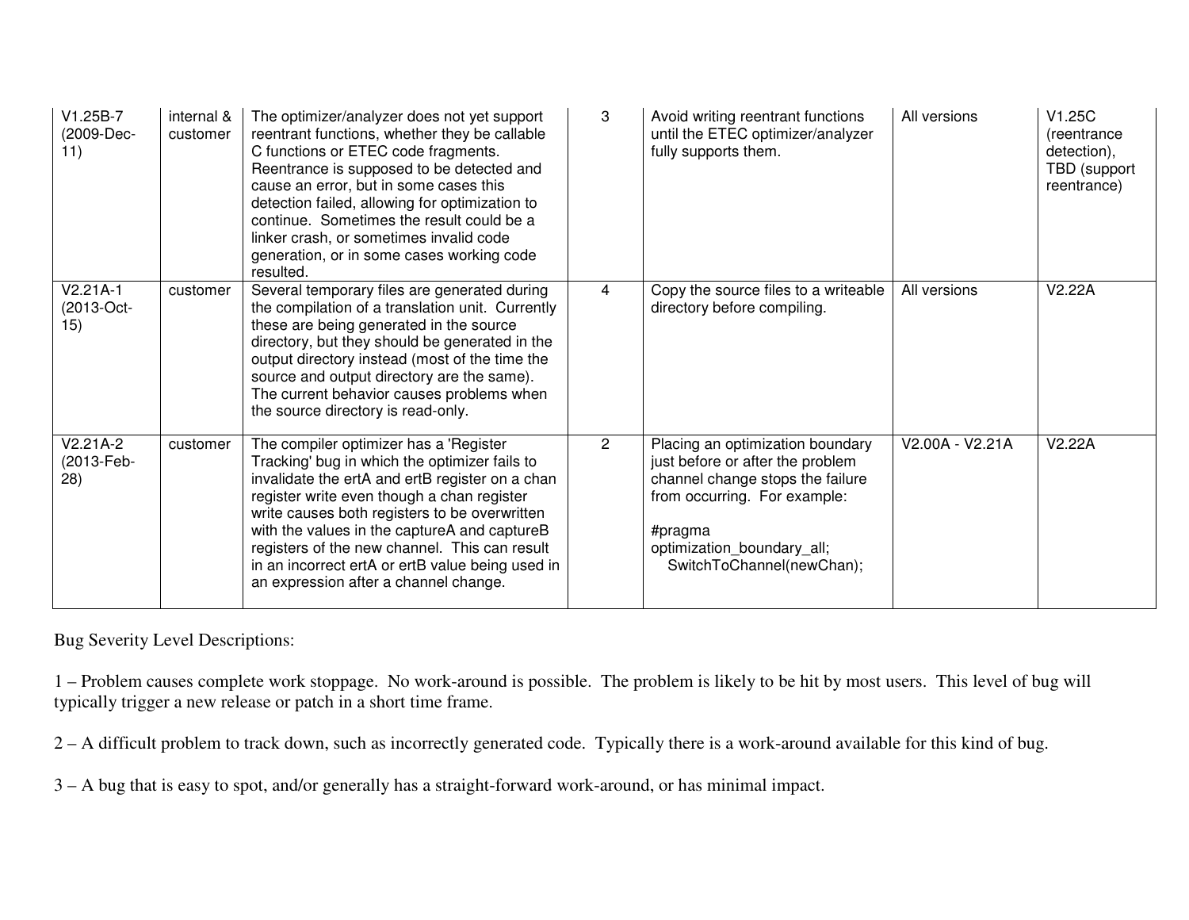| | | | | | | |
|---|---|---|---|---|---|---|
| V1.25B-7 (2009-Dec-11) | internal & customer | The optimizer/analyzer does not yet support reentrant functions, whether they be callable C functions or ETEC code fragments. Reentrance is supposed to be detected and cause an error, but in some cases this detection failed, allowing for optimization to continue. Sometimes the result could be a linker crash, or sometimes invalid code generation, or in some cases working code resulted. | 3 | Avoid writing reentrant functions until the ETEC optimizer/analyzer fully supports them. | All versions | V1.25C (reentrance detection), TBD (support reentrance) |
| V2.21A-1 (2013-Oct-15) | customer | Several temporary files are generated during the compilation of a translation unit. Currently these are being generated in the source directory, but they should be generated in the output directory instead (most of the time the source and output directory are the same). The current behavior causes problems when the source directory is read-only. | 4 | Copy the source files to a writeable directory before compiling. | All versions | V2.22A |
| V2.21A-2 (2013-Feb-28) | customer | The compiler optimizer has a 'Register Tracking' bug in which the optimizer fails to invalidate the ertA and ertB register on a chan register write even though a chan register write causes both registers to be overwritten with the values in the captureA and captureB registers of the new channel. This can result in an incorrect ertA or ertB value being used in an expression after a channel change. | 2 | Placing an optimization boundary just before or after the problem channel change stops the failure from occurring. For example:<br><br>#pragma optimization_boundary_all;<br>SwitchToChannel(newChan); | V2.00A - V2.21A | V2.22A |

Bug Severity Level Descriptions:

1 – Problem causes complete work stoppage. No work-around is possible. The problem is likely to be hit by most users. This level of bug will typically trigger a new release or patch in a short time frame.

2 – A difficult problem to track down, such as incorrectly generated code. Typically there is a work-around available for this kind of bug.

3 – A bug that is easy to spot, and/or generally has a straight-forward work-around, or has minimal impact.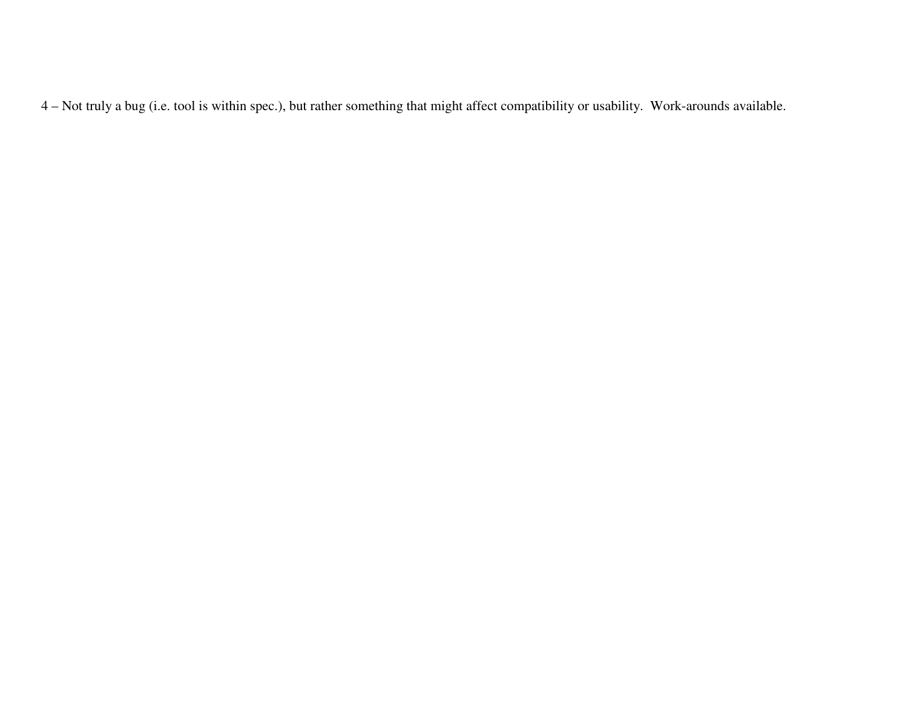4 – Not truly a bug (i.e. tool is within spec.), but rather something that might affect compatibility or usability.  Work-arounds available.